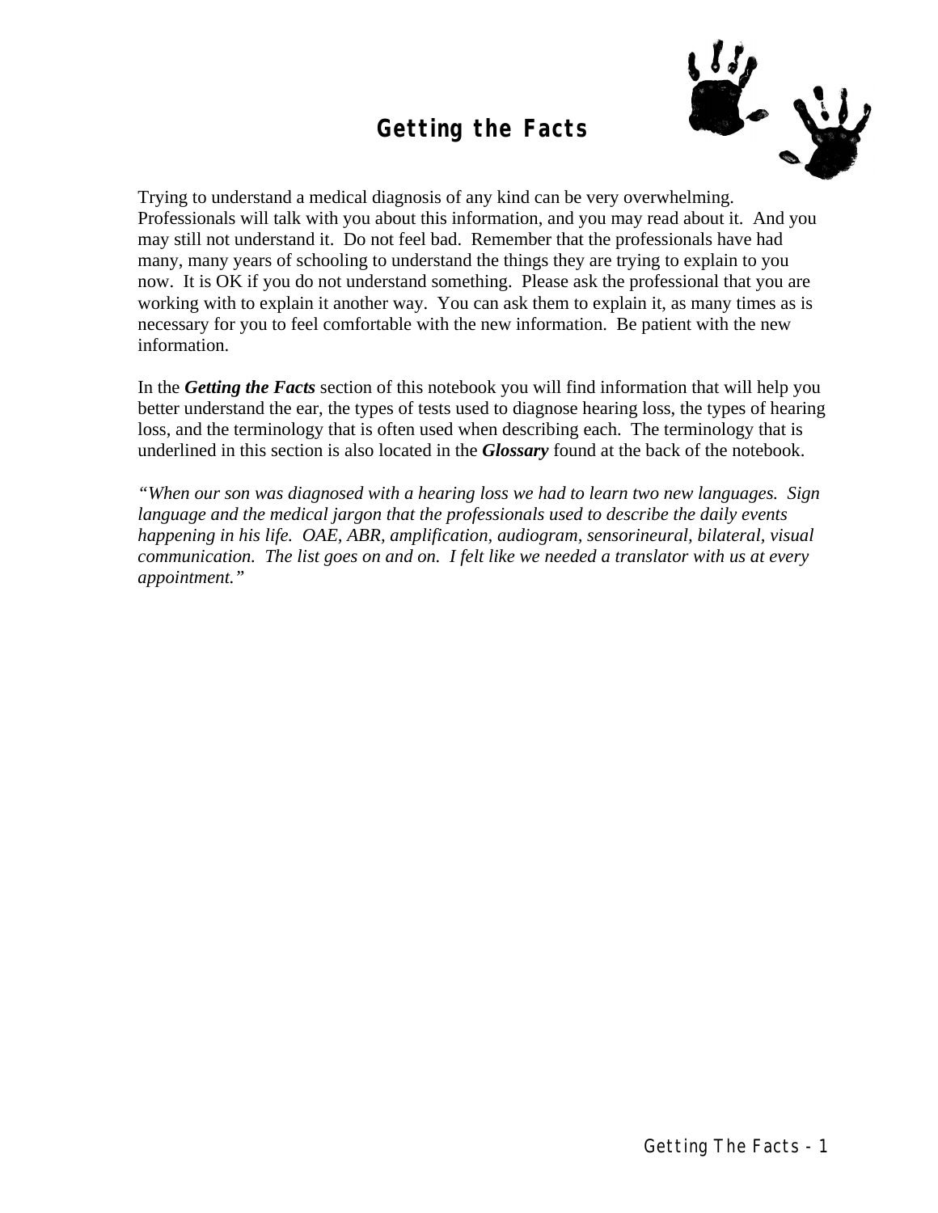# Getting the Facts

Trying to understand a medical diagnosis of any kind can be very overwhelming. Professionals will talk with you about this information, and you may read about it. And you may still not understand it. Do not feel bad. Remember that the professionals have had many, many years of schooling to understand the things they are trying to explain to you now. It is OK if you do not understand something. Please ask the professional that you are working with to explain it another way. You can ask them to explain it, as many times as is necessary for you to feel comfortable with the new information. Be patient with the new information.

In the ***Getting the Facts*** section of this notebook you will find information that will help you better understand the ear, the types of tests used to diagnose hearing loss, the types of hearing loss, and the terminology that is often used when describing each. The terminology that is underlined in this section is also located in the ***Glossary*** found at the back of the notebook.

*"When our son was diagnosed with a hearing loss we had to learn two new languages. Sign language and the medical jargon that the professionals used to describe the daily events happening in his life. OAE, ABR, amplification, audiogram, sensorineural, bilateral, visual communication. The list goes on and on. I felt like we needed a translator with us at every appointment."*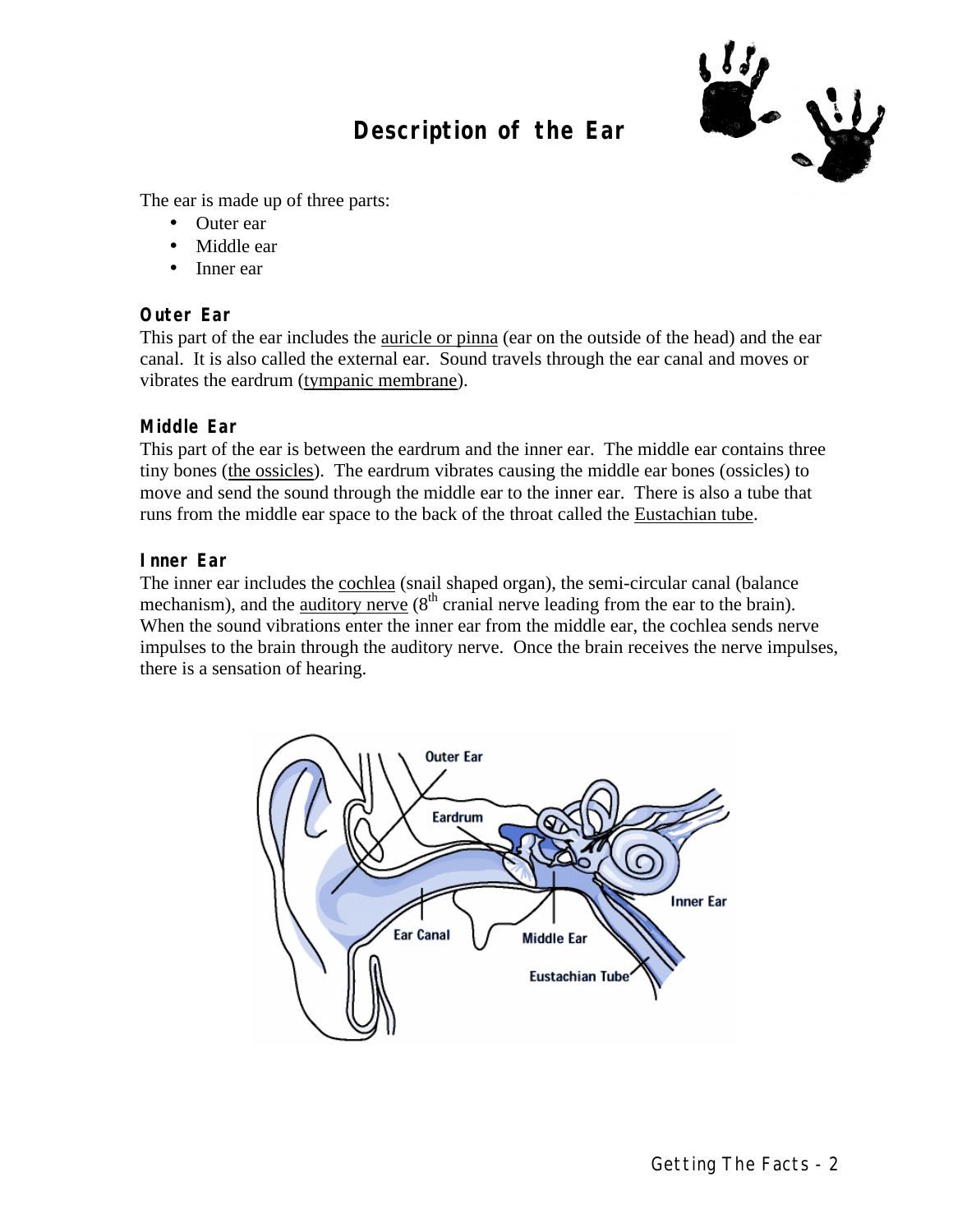# Description of the Ear

The ear is made up of three parts:

- Outer ear
- Middle ear
- Inner ear

### Outer Ear

This part of the ear includes the auricle or pinna (ear on the outside of the head) and the ear canal. It is also called the external ear. Sound travels through the ear canal and moves or vibrates the eardrum (tympanic membrane).

### Middle Ear

This part of the ear is between the eardrum and the inner ear. The middle ear contains three tiny bones (the ossicles). The eardrum vibrates causing the middle ear bones (ossicles) to move and send the sound through the middle ear to the inner ear. There is also a tube that runs from the middle ear space to the back of the throat called the Eustachian tube.

### Inner Ear

The inner ear includes the cochlea (snail shaped organ), the semi-circular canal (balance mechanism), and the auditory nerve (8$^{th}$ cranial nerve leading from the ear to the brain). When the sound vibrations enter the inner ear from the middle ear, the cochlea sends nerve impulses to the brain through the auditory nerve. Once the brain receives the nerve impulses, there is a sensation of hearing.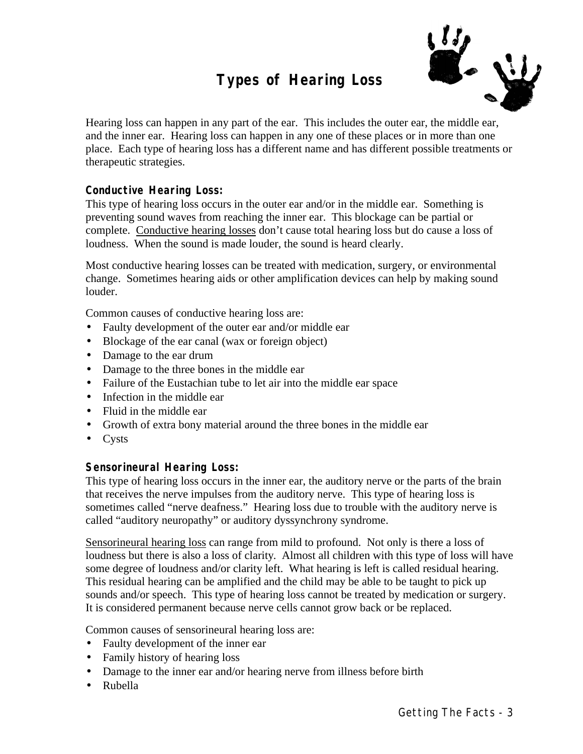# Types of Hearing Loss

Hearing loss can happen in any part of the ear. This includes the outer ear, the middle ear, and the inner ear. Hearing loss can happen in any one of these places or in more than one place. Each type of hearing loss has a different name and has different possible treatments or therapeutic strategies.

### Conductive Hearing Loss:

This type of hearing loss occurs in the outer ear and/or in the middle ear. Something is preventing sound waves from reaching the inner ear. This blockage can be partial or complete. Conductive hearing losses don't cause total hearing loss but do cause a loss of loudness. When the sound is made louder, the sound is heard clearly.

Most conductive hearing losses can be treated with medication, surgery, or environmental change. Sometimes hearing aids or other amplification devices can help by making sound louder.

Common causes of conductive hearing loss are:

- Faulty development of the outer ear and/or middle ear
- Blockage of the ear canal (wax or foreign object)
- Damage to the ear drum
- Damage to the three bones in the middle ear
- Failure of the Eustachian tube to let air into the middle ear space
- Infection in the middle ear
- Fluid in the middle ear
- Growth of extra bony material around the three bones in the middle ear
- Cysts

### Sensorineural Hearing Loss:

This type of hearing loss occurs in the inner ear, the auditory nerve or the parts of the brain that receives the nerve impulses from the auditory nerve. This type of hearing loss is sometimes called "nerve deafness." Hearing loss due to trouble with the auditory nerve is called "auditory neuropathy" or auditory dyssynchrony syndrome.

Sensorineural hearing loss can range from mild to profound. Not only is there a loss of loudness but there is also a loss of clarity. Almost all children with this type of loss will have some degree of loudness and/or clarity left. What hearing is left is called residual hearing. This residual hearing can be amplified and the child may be able to be taught to pick up sounds and/or speech. This type of hearing loss cannot be treated by medication or surgery. It is considered permanent because nerve cells cannot grow back or be replaced.

Common causes of sensorineural hearing loss are:

- Faulty development of the inner ear
- Family history of hearing loss
- Damage to the inner ear and/or hearing nerve from illness before birth
- Rubella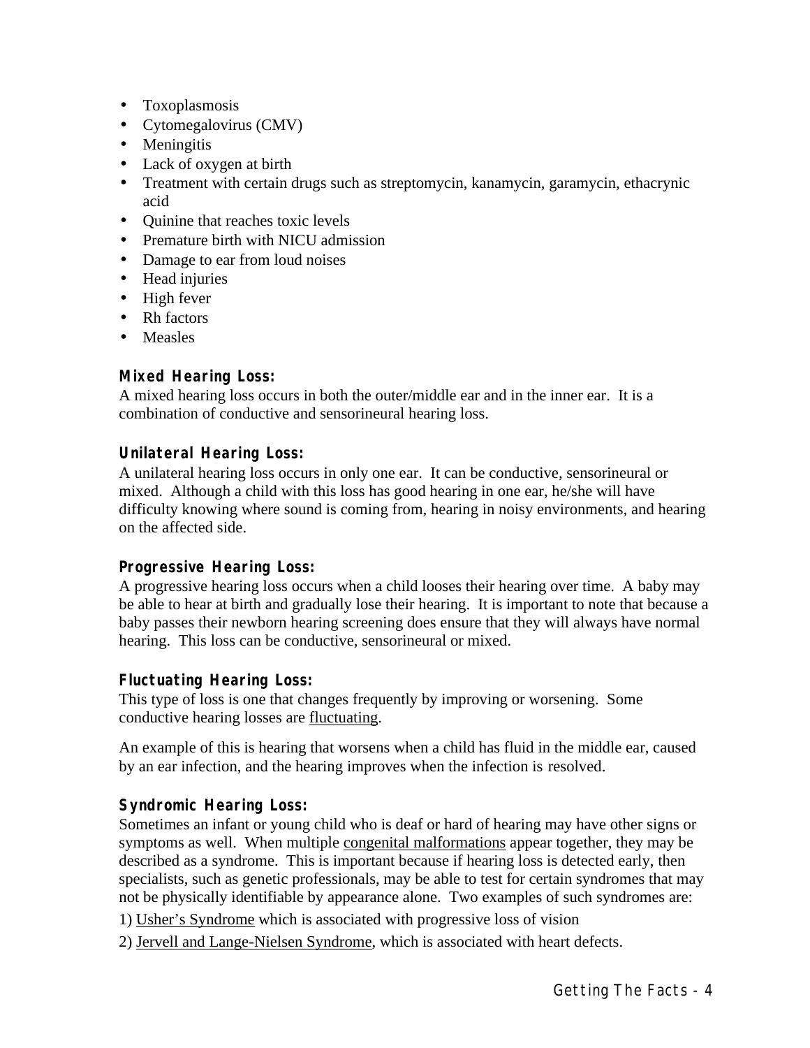- Toxoplasmosis
- Cytomegalovirus (CMV)
- Meningitis
- Lack of oxygen at birth
- Treatment with certain drugs such as streptomycin, kanamycin, garamycin, ethacrynic acid
- Quinine that reaches toxic levels
- Premature birth with NICU admission
- Damage to ear from loud noises
- Head injuries
- High fever
- Rh factors
- Measles

### Mixed Hearing Loss:

A mixed hearing loss occurs in both the outer/middle ear and in the inner ear. It is a combination of conductive and sensorineural hearing loss.

### Unilateral Hearing Loss:

A unilateral hearing loss occurs in only one ear. It can be conductive, sensorineural or mixed. Although a child with this loss has good hearing in one ear, he/she will have difficulty knowing where sound is coming from, hearing in noisy environments, and hearing on the affected side.

### Progressive Hearing Loss:

A progressive hearing loss occurs when a child looses their hearing over time. A baby may be able to hear at birth and gradually lose their hearing. It is important to note that because a baby passes their newborn hearing screening does ensure that they will always have normal hearing. This loss can be conductive, sensorineural or mixed.

### Fluctuating Hearing Loss:

This type of loss is one that changes frequently by improving or worsening. Some conductive hearing losses are fluctuating.

An example of this is hearing that worsens when a child has fluid in the middle ear, caused by an ear infection, and the hearing improves when the infection is resolved.

### Syndromic Hearing Loss:

Sometimes an infant or young child who is deaf or hard of hearing may have other signs or symptoms as well. When multiple congenital malformations appear together, they may be described as a syndrome. This is important because if hearing loss is detected early, then specialists, such as genetic professionals, may be able to test for certain syndromes that may not be physically identifiable by appearance alone. Two examples of such syndromes are:

1) Usher's Syndrome which is associated with progressive loss of vision

2) Jervell and Lange-Nielsen Syndrome, which is associated with heart defects.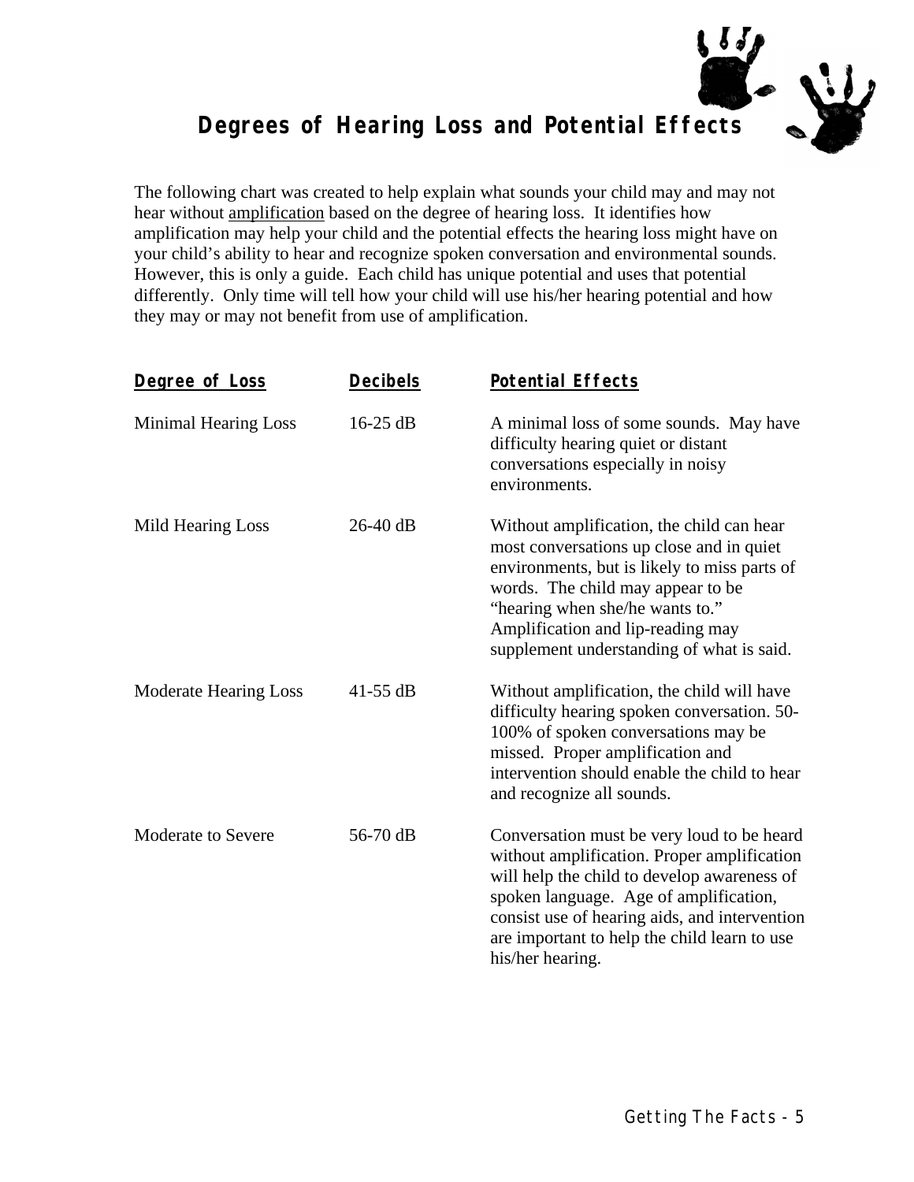# Degrees of Hearing Loss and Potential Effects

The following chart was created to help explain what sounds your child may and may not hear without amplification based on the degree of hearing loss. It identifies how amplification may help your child and the potential effects the hearing loss might have on your child's ability to hear and recognize spoken conversation and environmental sounds. However, this is only a guide. Each child has unique potential and uses that potential differently. Only time will tell how your child will use his/her hearing potential and how they may or may not benefit from use of amplification.

| Degree of Loss | Decibels | Potential Effects |
| --- | --- | --- |
| Minimal Hearing Loss | 16-25 dB | A minimal loss of some sounds. May have difficulty hearing quiet or distant conversations especially in noisy environments. |
| Mild Hearing Loss | 26-40 dB | Without amplification, the child can hear most conversations up close and in quiet environments, but is likely to miss parts of words. The child may appear to be "hearing when she/he wants to." Amplification and lip-reading may supplement understanding of what is said. |
| Moderate Hearing Loss | 41-55 dB | Without amplification, the child will have difficulty hearing spoken conversation. 50-100% of spoken conversations may be missed. Proper amplification and intervention should enable the child to hear and recognize all sounds. |
| Moderate to Severe | 56-70 dB | Conversation must be very loud to be heard without amplification. Proper amplification will help the child to develop awareness of spoken language. Age of amplification, consist use of hearing aids, and intervention are important to help the child learn to use his/her hearing. |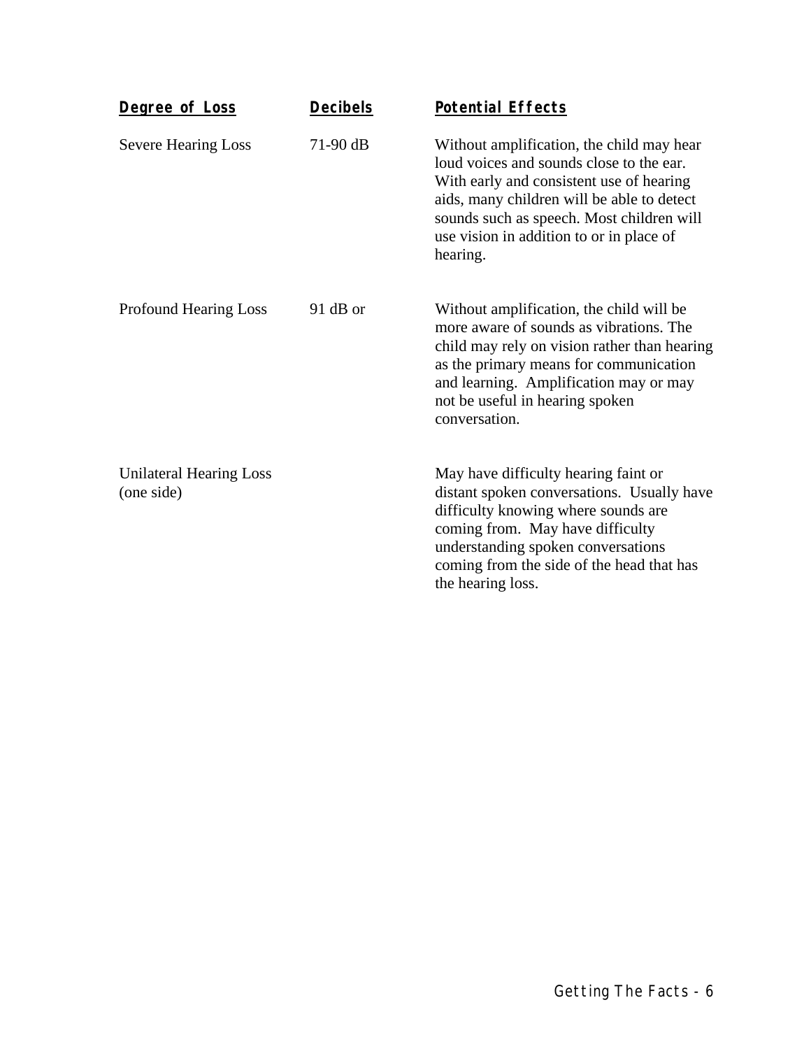| Degree of Loss | Decibels | Potential Effects |
|---|---|---|
| Severe Hearing Loss | 71-90 dB | Without amplification, the child may hear loud voices and sounds close to the ear. With early and consistent use of hearing aids, many children will be able to detect sounds such as speech. Most children will use vision in addition to or in place of hearing. |
| Profound Hearing Loss | 91 dB or | Without amplification, the child will be more aware of sounds as vibrations. The child may rely on vision rather than hearing as the primary means for communication and learning. Amplification may or may not be useful in hearing spoken conversation. |
| Unilateral Hearing Loss (one side) | | May have difficulty hearing faint or distant spoken conversations. Usually have difficulty knowing where sounds are coming from. May have difficulty understanding spoken conversations coming from the side of the head that has the hearing loss. |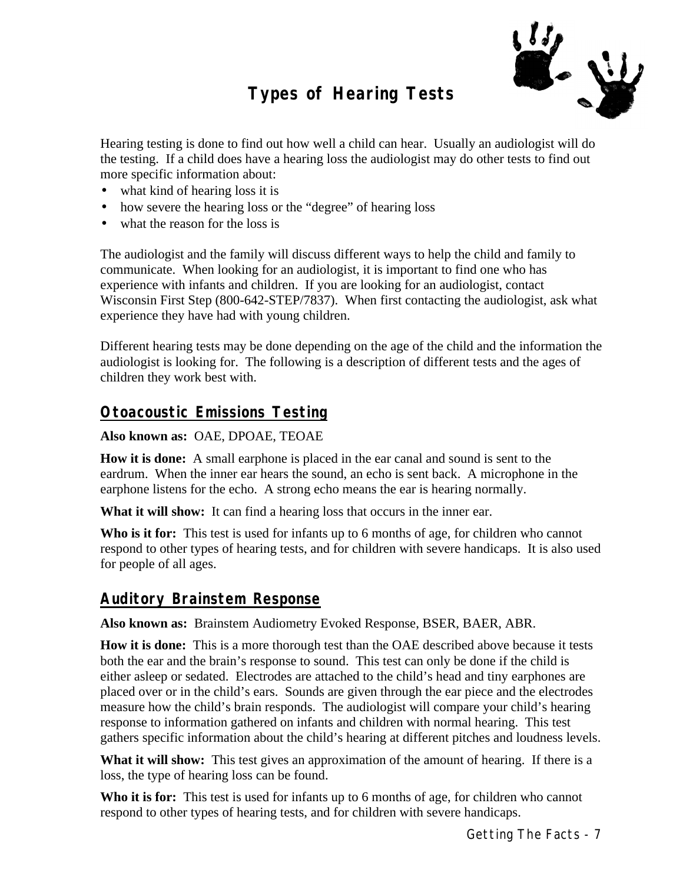# Types of Hearing Tests

Hearing testing is done to find out how well a child can hear. Usually an audiologist will do the testing. If a child does have a hearing loss the audiologist may do other tests to find out more specific information about:

- what kind of hearing loss it is
- how severe the hearing loss or the "degree" of hearing loss
- what the reason for the loss is

The audiologist and the family will discuss different ways to help the child and family to communicate. When looking for an audiologist, it is important to find one who has experience with infants and children. If you are looking for an audiologist, contact Wisconsin First Step (800-642-STEP/7837). When first contacting the audiologist, ask what experience they have had with young children.

Different hearing tests may be done depending on the age of the child and the information the audiologist is looking for. The following is a description of different tests and the ages of children they work best with.

## Otoacoustic Emissions Testing

**Also known as:** OAE, DPOAE, TEOAE

**How it is done:** A small earphone is placed in the ear canal and sound is sent to the eardrum. When the inner ear hears the sound, an echo is sent back. A microphone in the earphone listens for the echo. A strong echo means the ear is hearing normally.

**What it will show:** It can find a hearing loss that occurs in the inner ear.

**Who is it for:** This test is used for infants up to 6 months of age, for children who cannot respond to other types of hearing tests, and for children with severe handicaps. It is also used for people of all ages.

## Auditory Brainstem Response

**Also known as:** Brainstem Audiometry Evoked Response, BSER, BAER, ABR.

**How it is done:** This is a more thorough test than the OAE described above because it tests both the ear and the brain's response to sound. This test can only be done if the child is either asleep or sedated. Electrodes are attached to the child's head and tiny earphones are placed over or in the child's ears. Sounds are given through the ear piece and the electrodes measure how the child's brain responds. The audiologist will compare your child's hearing response to information gathered on infants and children with normal hearing. This test gathers specific information about the child's hearing at different pitches and loudness levels.

**What it will show:** This test gives an approximation of the amount of hearing. If there is a loss, the type of hearing loss can be found.

**Who it is for:** This test is used for infants up to 6 months of age, for children who cannot respond to other types of hearing tests, and for children with severe handicaps.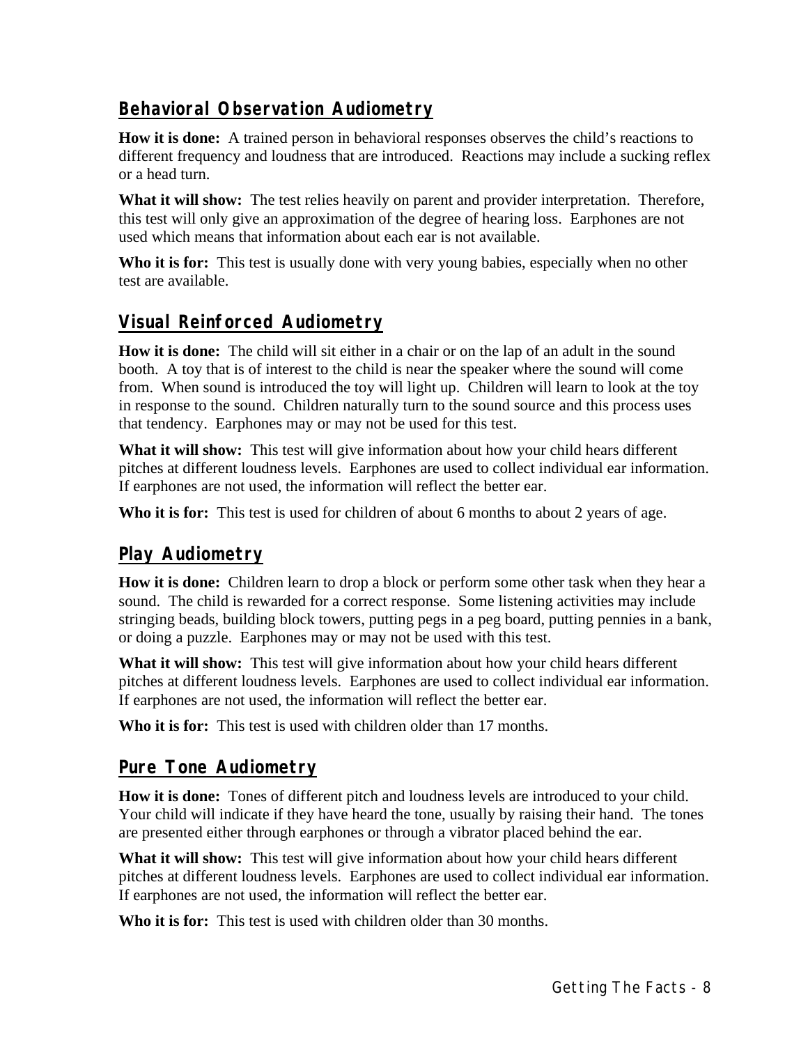## Behavioral Observation Audiometry

**How it is done:** A trained person in behavioral responses observes the child's reactions to different frequency and loudness that are introduced. Reactions may include a sucking reflex or a head turn.

**What it will show:** The test relies heavily on parent and provider interpretation. Therefore, this test will only give an approximation of the degree of hearing loss. Earphones are not used which means that information about each ear is not available.

**Who it is for:** This test is usually done with very young babies, especially when no other test are available.

## Visual Reinforced Audiometry

**How it is done:** The child will sit either in a chair or on the lap of an adult in the sound booth. A toy that is of interest to the child is near the speaker where the sound will come from. When sound is introduced the toy will light up. Children will learn to look at the toy in response to the sound. Children naturally turn to the sound source and this process uses that tendency. Earphones may or may not be used for this test.

**What it will show:** This test will give information about how your child hears different pitches at different loudness levels. Earphones are used to collect individual ear information. If earphones are not used, the information will reflect the better ear.

**Who it is for:** This test is used for children of about 6 months to about 2 years of age.

## Play Audiometry

**How it is done:** Children learn to drop a block or perform some other task when they hear a sound. The child is rewarded for a correct response. Some listening activities may include stringing beads, building block towers, putting pegs in a peg board, putting pennies in a bank, or doing a puzzle. Earphones may or may not be used with this test.

**What it will show:** This test will give information about how your child hears different pitches at different loudness levels. Earphones are used to collect individual ear information. If earphones are not used, the information will reflect the better ear.

**Who it is for:** This test is used with children older than 17 months.

## Pure Tone Audiometry

**How it is done:** Tones of different pitch and loudness levels are introduced to your child. Your child will indicate if they have heard the tone, usually by raising their hand. The tones are presented either through earphones or through a vibrator placed behind the ear.

**What it will show:** This test will give information about how your child hears different pitches at different loudness levels. Earphones are used to collect individual ear information. If earphones are not used, the information will reflect the better ear.

**Who it is for:** This test is used with children older than 30 months.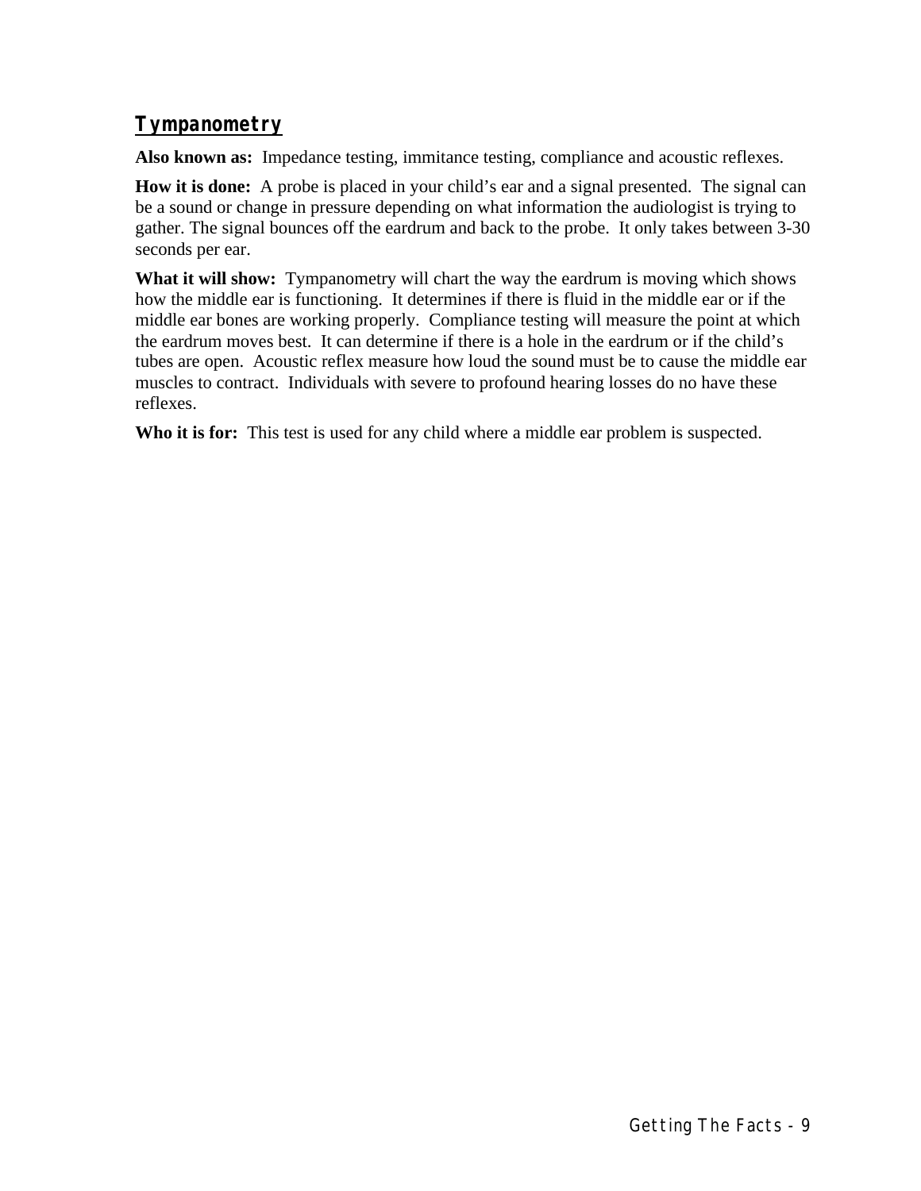## Tympanometry

**Also known as:** Impedance testing, immitance testing, compliance and acoustic reflexes.

**How it is done:** A probe is placed in your child's ear and a signal presented. The signal can be a sound or change in pressure depending on what information the audiologist is trying to gather. The signal bounces off the eardrum and back to the probe. It only takes between 3-30 seconds per ear.

**What it will show:** Tympanometry will chart the way the eardrum is moving which shows how the middle ear is functioning. It determines if there is fluid in the middle ear or if the middle ear bones are working properly. Compliance testing will measure the point at which the eardrum moves best. It can determine if there is a hole in the eardrum or if the child's tubes are open. Acoustic reflex measure how loud the sound must be to cause the middle ear muscles to contract. Individuals with severe to profound hearing losses do no have these reflexes.

**Who it is for:** This test is used for any child where a middle ear problem is suspected.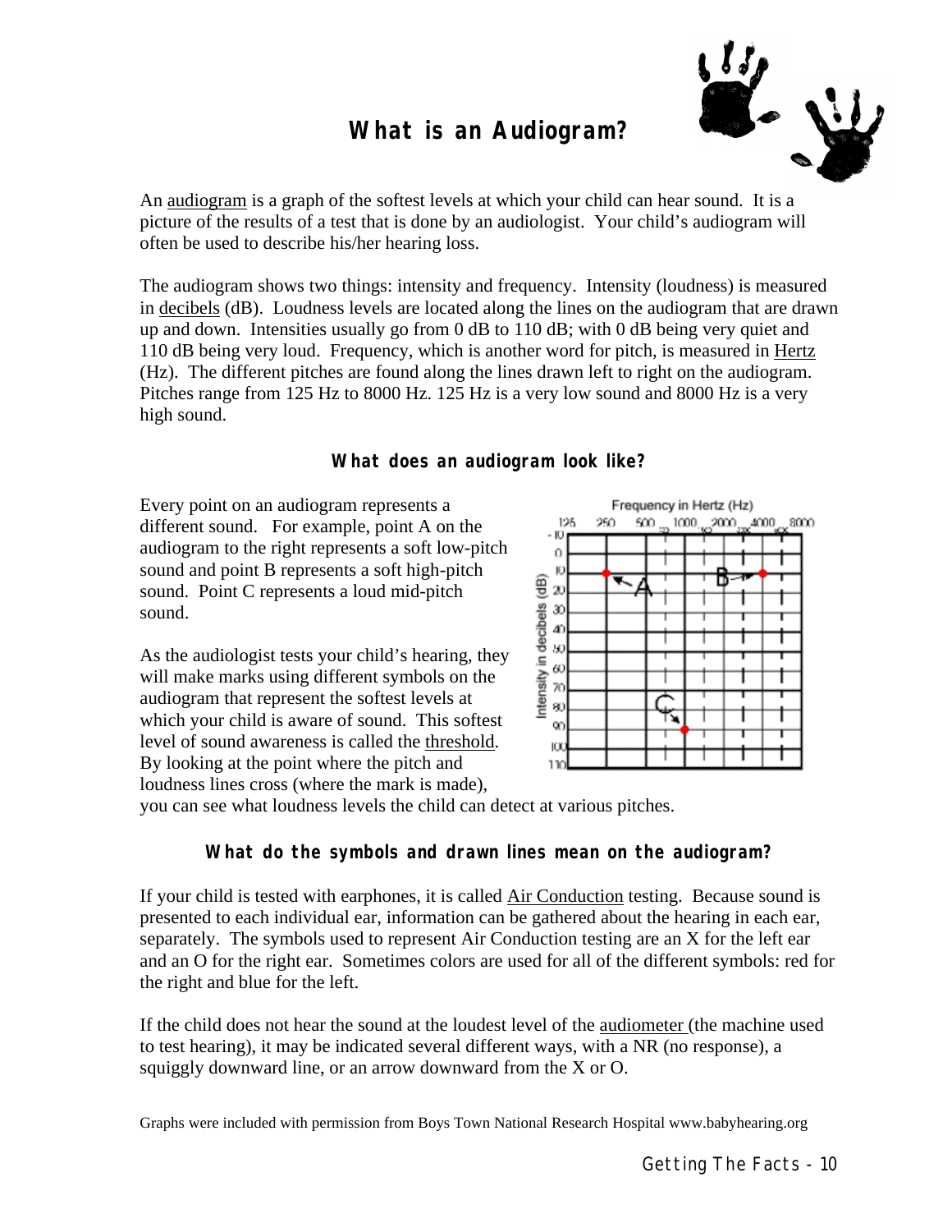# What is an Audiogram?

An audiogram is a graph of the softest levels at which your child can hear sound. It is a picture of the results of a test that is done by an audiologist. Your child's audiogram will often be used to describe his/her hearing loss.

The audiogram shows two things: intensity and frequency. Intensity (loudness) is measured in decibels (dB). Loudness levels are located along the lines on the audiogram that are drawn up and down. Intensities usually go from 0 dB to 110 dB; with 0 dB being very quiet and 110 dB being very loud. Frequency, which is another word for pitch, is measured in Hertz (Hz). The different pitches are found along the lines drawn left to right on the audiogram. Pitches range from 125 Hz to 8000 Hz. 125 Hz is a very low sound and 8000 Hz is a very high sound.

## What does an audiogram look like?

Every point on an audiogram represents a different sound. For example, point A on the audiogram to the right represents a soft low-pitch sound and point B represents a soft high-pitch sound. Point C represents a loud mid-pitch sound.

As the audiologist tests your child's hearing, they will make marks using different symbols on the audiogram that represent the softest levels at which your child is aware of sound. This softest level of sound awareness is called the threshold. By looking at the point where the pitch and loudness lines cross (where the mark is made), you can see what loudness levels the child can detect at various pitches.

## What do the symbols and drawn lines mean on the audiogram?

If your child is tested with earphones, it is called Air Conduction testing. Because sound is presented to each individual ear, information can be gathered about the hearing in each ear, separately. The symbols used to represent Air Conduction testing are an X for the left ear and an O for the right ear. Sometimes colors are used for all of the different symbols: red for the right and blue for the left.

If the child does not hear the sound at the loudest level of the audiometer (the machine used to test hearing), it may be indicated several different ways, with a NR (no response), a squiggly downward line, or an arrow downward from the X or O.

Graphs were included with permission from Boys Town National Research Hospital www.babyhearing.org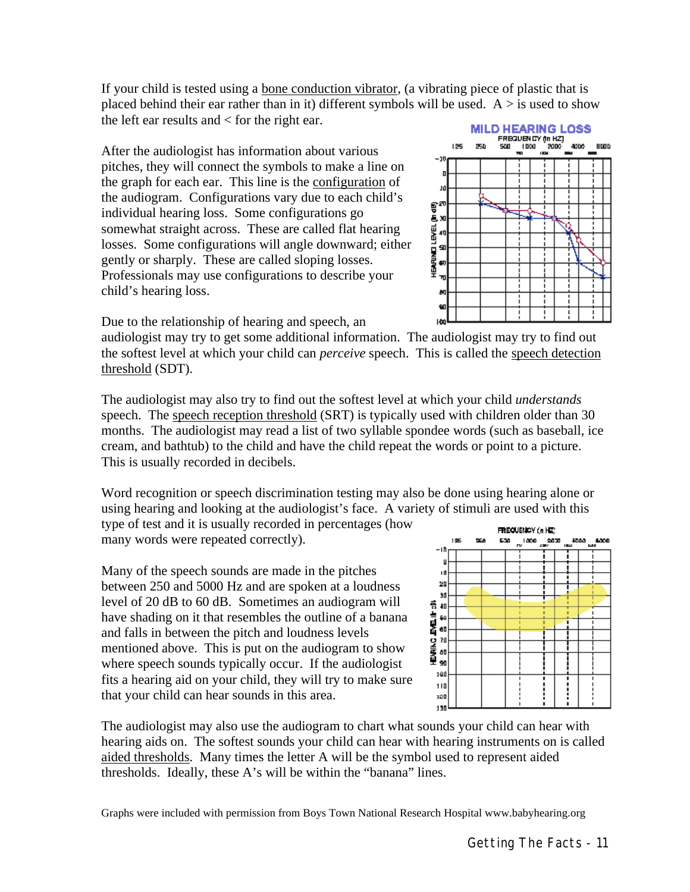If your child is tested using a bone conduction vibrator, (a vibrating piece of plastic that is placed behind their ear rather than in it) different symbols will be used. A > is used to show the left ear results and < for the right ear.

After the audiologist has information about various pitches, they will connect the symbols to make a line on the graph for each ear. This line is the configuration of the audiogram. Configurations vary due to each child's individual hearing loss. Some configurations go somewhat straight across. These are called flat hearing losses. Some configurations will angle downward; either gently or sharply. These are called sloping losses. Professionals may use configurations to describe your child's hearing loss.

Due to the relationship of hearing and speech, an audiologist may try to get some additional information. The audiologist may try to find out the softest level at which your child can *perceive* speech. This is called the speech detection threshold (SDT).

The audiologist may also try to find out the softest level at which your child *understands* speech. The speech reception threshold (SRT) is typically used with children older than 30 months. The audiologist may read a list of two syllable spondee words (such as baseball, ice cream, and bathtub) to the child and have the child repeat the words or point to a picture. This is usually recorded in decibels.

Word recognition or speech discrimination testing may also be done using hearing alone or using hearing and looking at the audiologist's face. A variety of stimuli are used with this type of test and it is usually recorded in percentages (how many words were repeated correctly).

Many of the speech sounds are made in the pitches between 250 and 5000 Hz and are spoken at a loudness level of 20 dB to 60 dB. Sometimes an audiogram will have shading on it that resembles the outline of a banana and falls in between the pitch and loudness levels mentioned above. This is put on the audiogram to show where speech sounds typically occur. If the audiologist fits a hearing aid on your child, they will try to make sure that your child can hear sounds in this area.

The audiologist may also use the audiogram to chart what sounds your child can hear with hearing aids on. The softest sounds your child can hear with hearing instruments on is called aided thresholds. Many times the letter A will be the symbol used to represent aided thresholds. Ideally, these A's will be within the "banana" lines.

Graphs were included with permission from Boys Town National Research Hospital www.babyhearing.org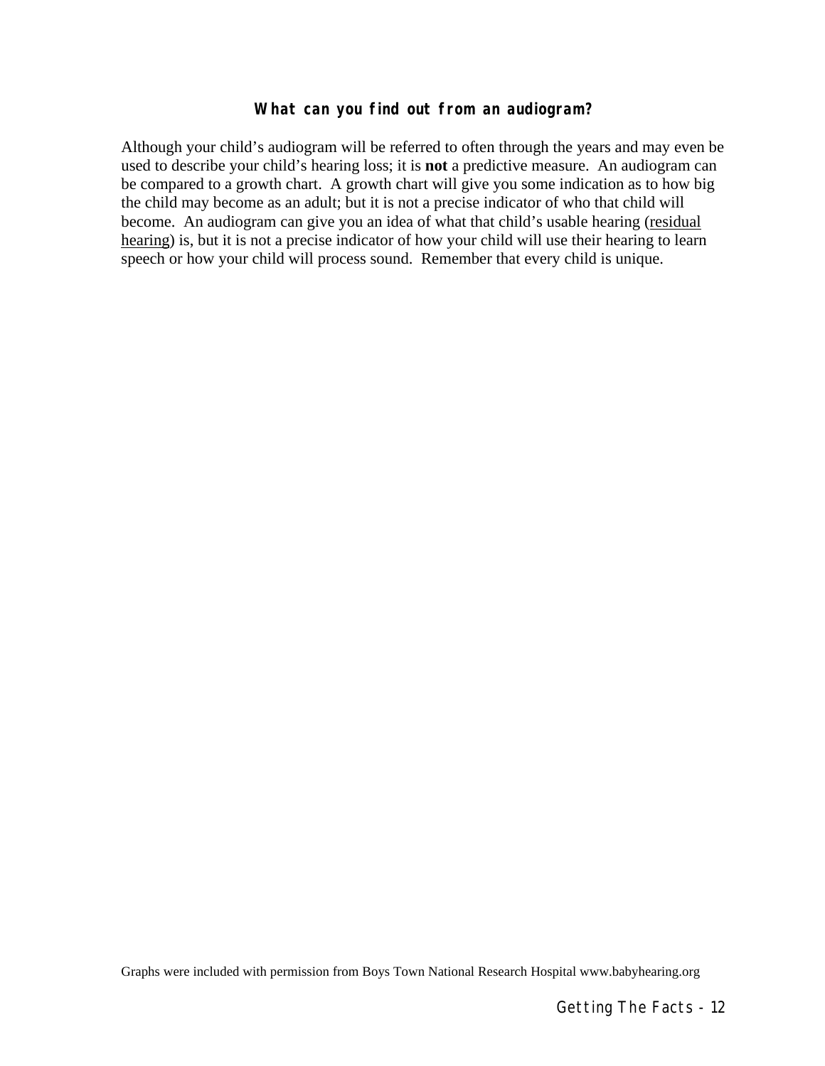### What can you find out from an audiogram?

Although your child's audiogram will be referred to often through the years and may even be used to describe your child's hearing loss; it is **not** a predictive measure. An audiogram can be compared to a growth chart. A growth chart will give you some indication as to how big the child may become as an adult; but it is not a precise indicator of who that child will become. An audiogram can give you an idea of what that child's usable hearing (residual hearing) is, but it is not a precise indicator of how your child will use their hearing to learn speech or how your child will process sound. Remember that every child is unique.

Graphs were included with permission from Boys Town National Research Hospital www.babyhearing.org